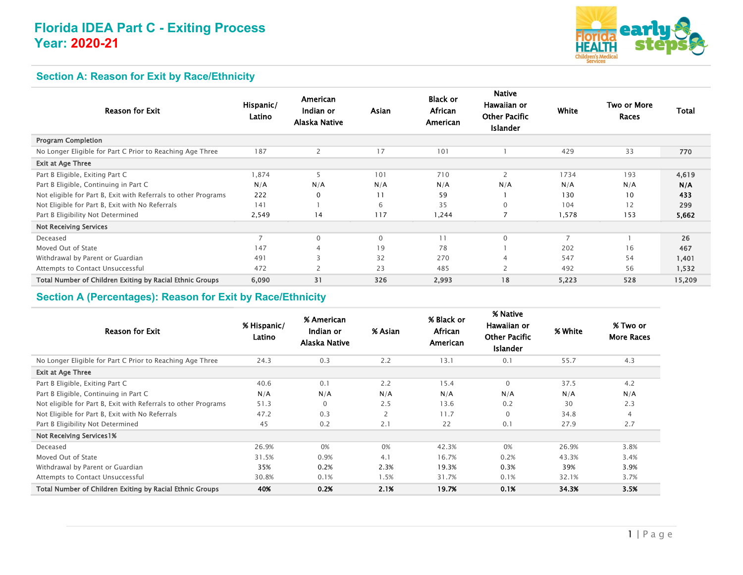# Florida IDEA Part C - Exiting Process
# Year: 2020-21

## Section A: Reason for Exit by Race/Ethnicity

| Reason for Exit | Hispanic/ Latino | American Indian or Alaska Native | Asian | Black or African American | Native Hawaiian or Other Pacific Islander | White | Two or More Races | Total |
|---|---|---|---|---|---|---|---|---|
| **Program Completion** | | | | | | | | |
| No Longer Eligible for Part C Prior to Reaching Age Three | 187 | 2 | 17 | 101 | 1 | 429 | 33 | **770** |
| **Exit at Age Three** | | | | | | | | |
| Part B Eligible, Exiting Part C | 1,874 | 5 | 101 | 710 | 2 | 1734 | 193 | **4,619** |
| Part B Eligible, Continuing in Part C | N/A | N/A | N/A | N/A | N/A | N/A | N/A | **N/A** |
| Not eligible for Part B, Exit with Referrals to other Programs | 222 | 0 | 11 | 59 | 1 | 130 | 10 | **433** |
| Not Eligible for Part B, Exit with No Referrals | 141 | 1 | 6 | 35 | 0 | 104 | 12 | **299** |
| Part B Eligibility Not Determined | 2,549 | 14 | 117 | 1,244 | 7 | 1,578 | 153 | **5,662** |
| **Not Receiving Services** | | | | | | | | |
| Deceased | 7 | 0 | 0 | 11 | 0 | 7 | 1 | **26** |
| Moved Out of State | 147 | 4 | 19 | 78 | 1 | 202 | 16 | **467** |
| Withdrawal by Parent or Guardian | 491 | 3 | 32 | 270 | 4 | 547 | 54 | **1,401** |
| Attempts to Contact Unsuccessful | 472 | 2 | 23 | 485 | 2 | 492 | 56 | **1,532** |
| **Total Number of Children Exiting by Racial Ethnic Groups** | **6,090** | **31** | **326** | **2,993** | **18** | **5,223** | **528** | **15,209** |

## Section A (Percentages): Reason for Exit by Race/Ethnicity

| Reason for Exit | % Hispanic/ Latino | % American Indian or Alaska Native | % Asian | % Black or African American | % Native Hawaiian or Other Pacific Islander | % White | % Two or More Races |
|---|---|---|---|---|---|---|---|
| No Longer Eligible for Part C Prior to Reaching Age Three | 24.3 | 0.3 | 2.2 | 13.1 | 0.1 | 55.7 | 4.3 |
| **Exit at Age Three** | | | | | | | |
| Part B Eligible, Exiting Part C | 40.6 | 0.1 | 2.2 | 15.4 | 0 | 37.5 | 4.2 |
| Part B Eligible, Continuing in Part C | N/A | N/A | N/A | N/A | N/A | N/A | N/A |
| Not eligible for Part B, Exit with Referrals to other Programs | 51.3 | 0 | 2.5 | 13.6 | 0.2 | 30 | 2.3 |
| Not Eligible for Part B, Exit with No Referrals | 47.2 | 0.3 | 2 | 11.7 | 0 | 34.8 | 4 |
| Part B Eligibility Not Determined | 45 | 0.2 | 2.1 | 22 | 0.1 | 27.9 | 2.7 |
| **Not Receiving Services1%** | | | | | | | |
| Deceased | 26.9% | 0% | 0% | 42.3% | 0% | 26.9% | 3.8% |
| Moved Out of State | 31.5% | 0.9% | 4.1 | 16.7% | 0.2% | 43.3% | 3.4% |
| Withdrawal by Parent or Guardian | 35% | 0.2% | 2.3% | 19.3% | 0.3% | 39% | 3.9% |
| Attempts to Contact Unsuccessful | 30.8% | 0.1% | 1.5% | 31.7% | 0.1% | 32.1% | 3.7% |
| **Total Number of Children Exiting by Racial Ethnic Groups** | **40%** | **0.2%** | **2.1%** | **19.7%** | **0.1%** | **34.3%** | **3.5%** |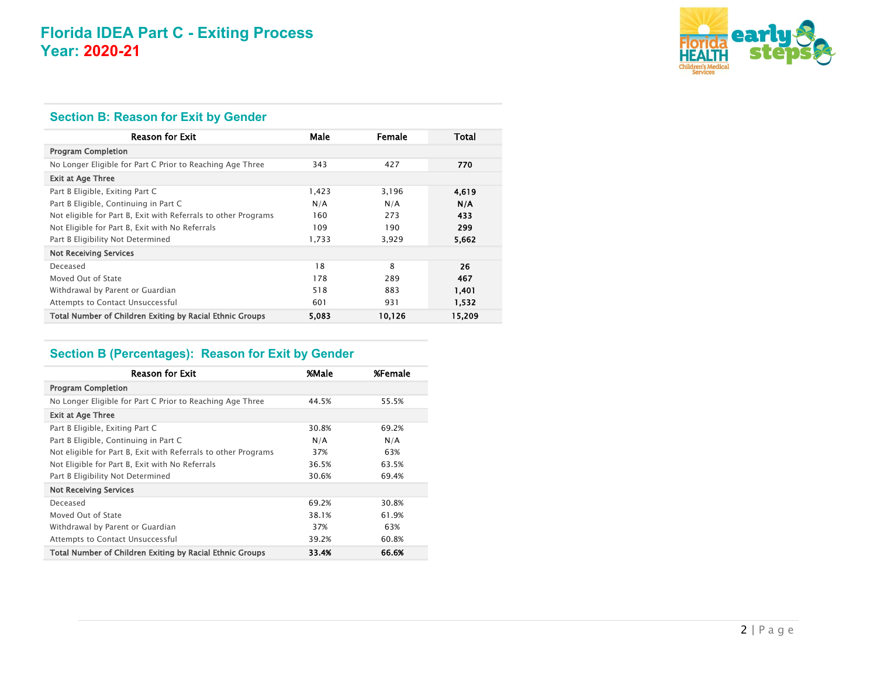# Florida IDEA Part C - Exiting Process
## Year: 2020-21

### Section B: Reason for Exit by Gender

| Reason for Exit | Male | Female | Total |
|---|---|---|---|
| **Program Completion** | | | |
| No Longer Eligible for Part C Prior to Reaching Age Three | 343 | 427 | **770** |
| **Exit at Age Three** | | | |
| Part B Eligible, Exiting Part C | 1,423 | 3,196 | **4,619** |
| Part B Eligible, Continuing in Part C | N/A | N/A | **N/A** |
| Not eligible for Part B, Exit with Referrals to other Programs | 160 | 273 | **433** |
| Not Eligible for Part B, Exit with No Referrals | 109 | 190 | **299** |
| Part B Eligibility Not Determined | 1,733 | 3,929 | **5,662** |
| **Not Receiving Services** | | | |
| Deceased | 18 | 8 | **26** |
| Moved Out of State | 178 | 289 | **467** |
| Withdrawal by Parent or Guardian | 518 | 883 | **1,401** |
| Attempts to Contact Unsuccessful | 601 | 931 | **1,532** |
| **Total Number of Children Exiting by Racial Ethnic Groups** | **5,083** | **10,126** | **15,209** |

### Section B (Percentages): Reason for Exit by Gender

| Reason for Exit | %Male | %Female |
|---|---|---|
| **Program Completion** | | |
| No Longer Eligible for Part C Prior to Reaching Age Three | 44.5% | 55.5% |
| **Exit at Age Three** | | |
| Part B Eligible, Exiting Part C | 30.8% | 69.2% |
| Part B Eligible, Continuing in Part C | N/A | N/A |
| Not eligible for Part B, Exit with Referrals to other Programs | 37% | 63% |
| Not Eligible for Part B, Exit with No Referrals | 36.5% | 63.5% |
| Part B Eligibility Not Determined | 30.6% | 69.4% |
| **Not Receiving Services** | | |
| Deceased | 69.2% | 30.8% |
| Moved Out of State | 38.1% | 61.9% |
| Withdrawal by Parent or Guardian | 37% | 63% |
| Attempts to Contact Unsuccessful | 39.2% | 60.8% |
| **Total Number of Children Exiting by Racial Ethnic Groups** | **33.4%** | **66.6%** |